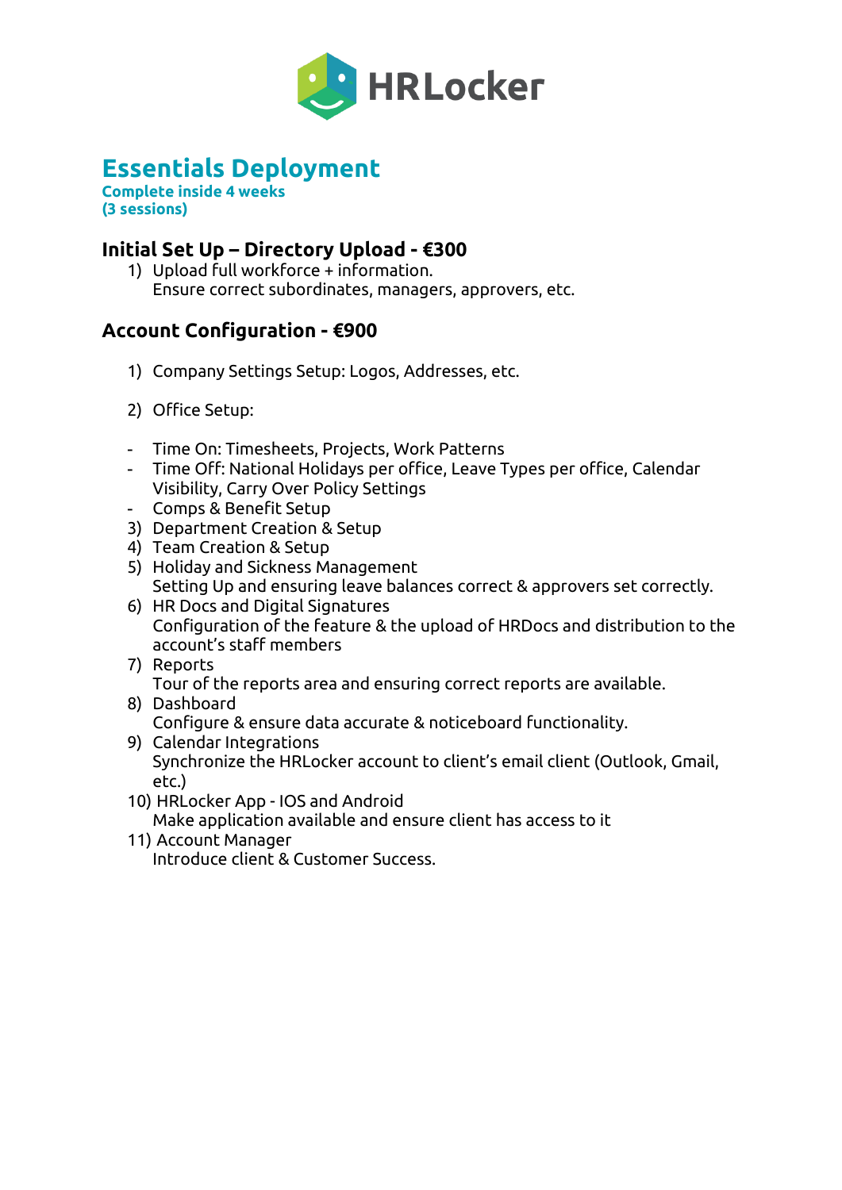HRLocker

# Essentials Deployment

**Complete inside 4 weeks**
**(3 sessions)**

## Initial Set Up – Directory Upload - €300

1) Upload full workforce + information.
   Ensure correct subordinates, managers, approvers, etc.

## Account Configuration - €900

1) Company Settings Setup: Logos, Addresses, etc.

2) Office Setup:

- Time On: Timesheets, Projects, Work Patterns
- Time Off: National Holidays per office, Leave Types per office, Calendar Visibility, Carry Over Policy Settings
- Comps & Benefit Setup

3) Department Creation & Setup
4) Team Creation & Setup
5) Holiday and Sickness Management
   Setting Up and ensuring leave balances correct & approvers set correctly.
6) HR Docs and Digital Signatures
   Configuration of the feature & the upload of HRDocs and distribution to the account's staff members
7) Reports
   Tour of the reports area and ensuring correct reports are available.
8) Dashboard
   Configure & ensure data accurate & noticeboard functionality.
9) Calendar Integrations
   Synchronize the HRLocker account to client's email client (Outlook, Gmail, etc.)
10) HRLocker App - IOS and Android
    Make application available and ensure client has access to it
11) Account Manager
    Introduce client & Customer Success.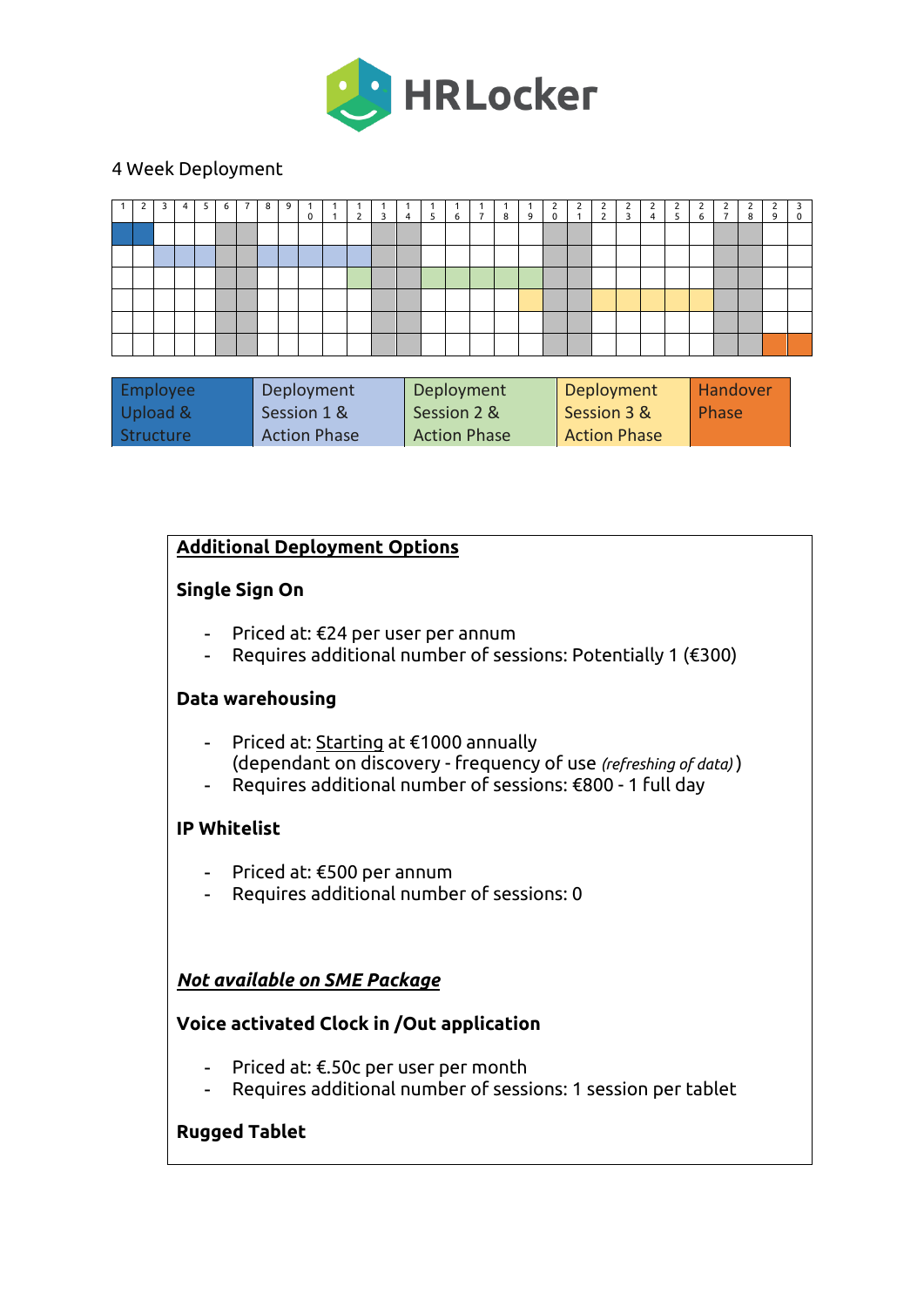4 Week Deployment

| 1 | 2 | 3 | 4 | 5 | 6 | 7 | 8 | 9 | 10 | 11 | 12 | 13 | 14 | 15 | 16 | 17 | 18 | 19 | 20 | 21 | 22 | 23 | 24 | 25 | 26 | 27 | 28 | 29 | 30 |
|---|---|---|---|---|---|---|---|---|---|---|---|---|---|---|---|---|---|---|---|---|---|---|---|---|---|---|---|---|---|
| | | | | | | | | | | | | | | | | | | | | | | | | | | | | | |
| | | | | | | | | | | | | | | | | | | | | | | | | | | | | | |
| | | | | | | | | | | | | | | | | | | | | | | | | | | | | | |
| | | | | | | | | | | | | | | | | | | | | | | | | | | | | | |
| | | | | | | | | | | | | | | | | | | | | | | | | | | | | | |
| | | | | | | | | | | | | | | | | | | | | | | | | | | | | | |

| Employee Upload & Structure | Deployment Session 1 & Action Phase | Deployment Session 2 & Action Phase | Deployment Session 3 & Action Phase | Handover Phase |
|---|---|---|---|---|

**Additional Deployment Options**

**Single Sign On**

- Priced at: €24 per user per annum
- Requires additional number of sessions: Potentially 1 (€300)

**Data warehousing**

- Priced at: Starting at €1000 annually
  (dependant on discovery - frequency of use *(refreshing of data)*)
- Requires additional number of sessions: €800 - 1 full day

**IP Whitelist**

- Priced at: €500 per annum
- Requires additional number of sessions: 0

***Not available on SME Package***

**Voice activated Clock in /Out application**

- Priced at: €.50c per user per month
- Requires additional number of sessions: 1 session per tablet

**Rugged Tablet**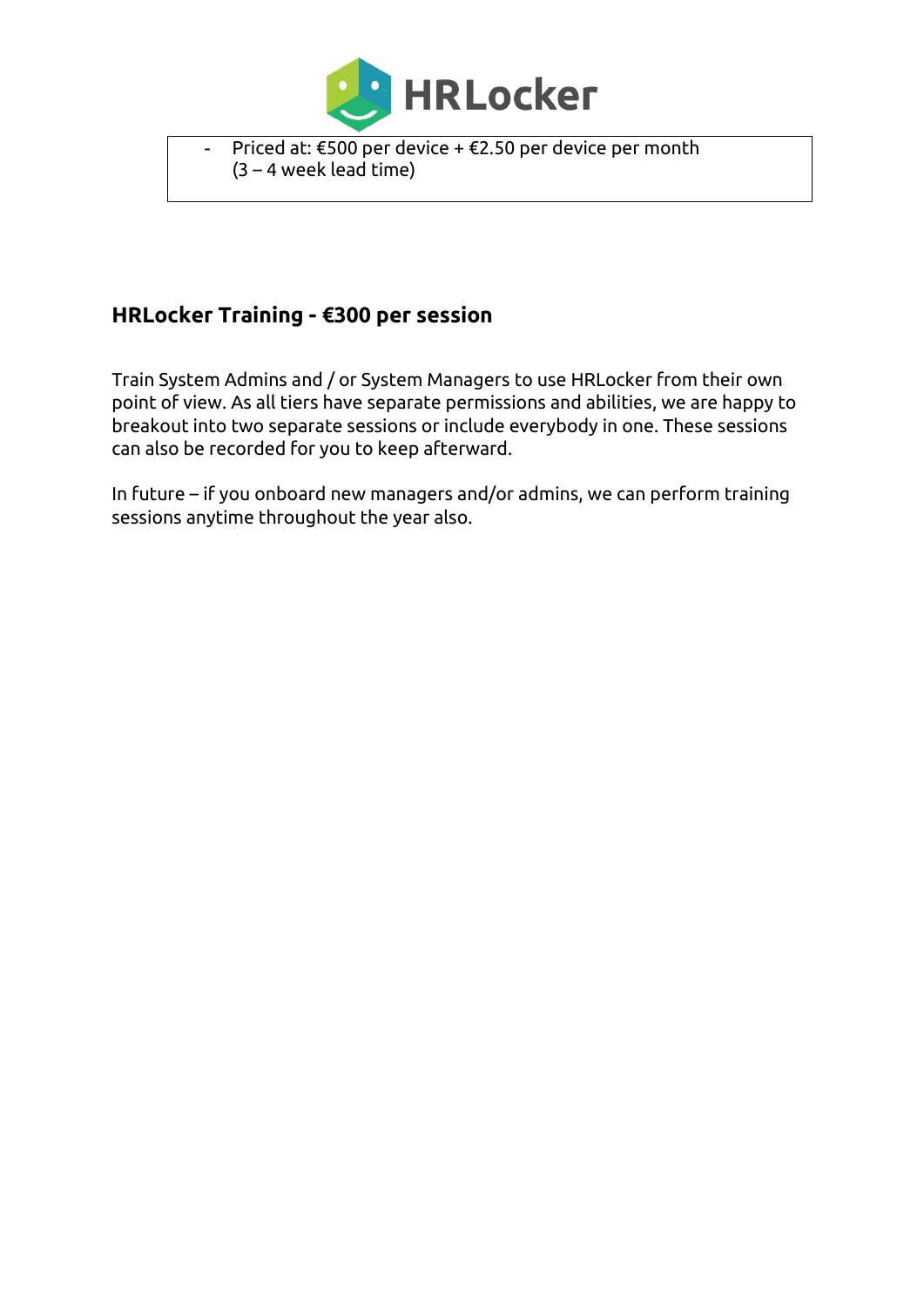- Priced at: €500 per device + €2.50 per device per month (3 – 4 week lead time)

## HRLocker Training - €300 per session

Train System Admins and / or System Managers to use HRLocker from their own point of view. As all tiers have separate permissions and abilities, we are happy to breakout into two separate sessions or include everybody in one. These sessions can also be recorded for you to keep afterward.

In future – if you onboard new managers and/or admins, we can perform training sessions anytime throughout the year also.